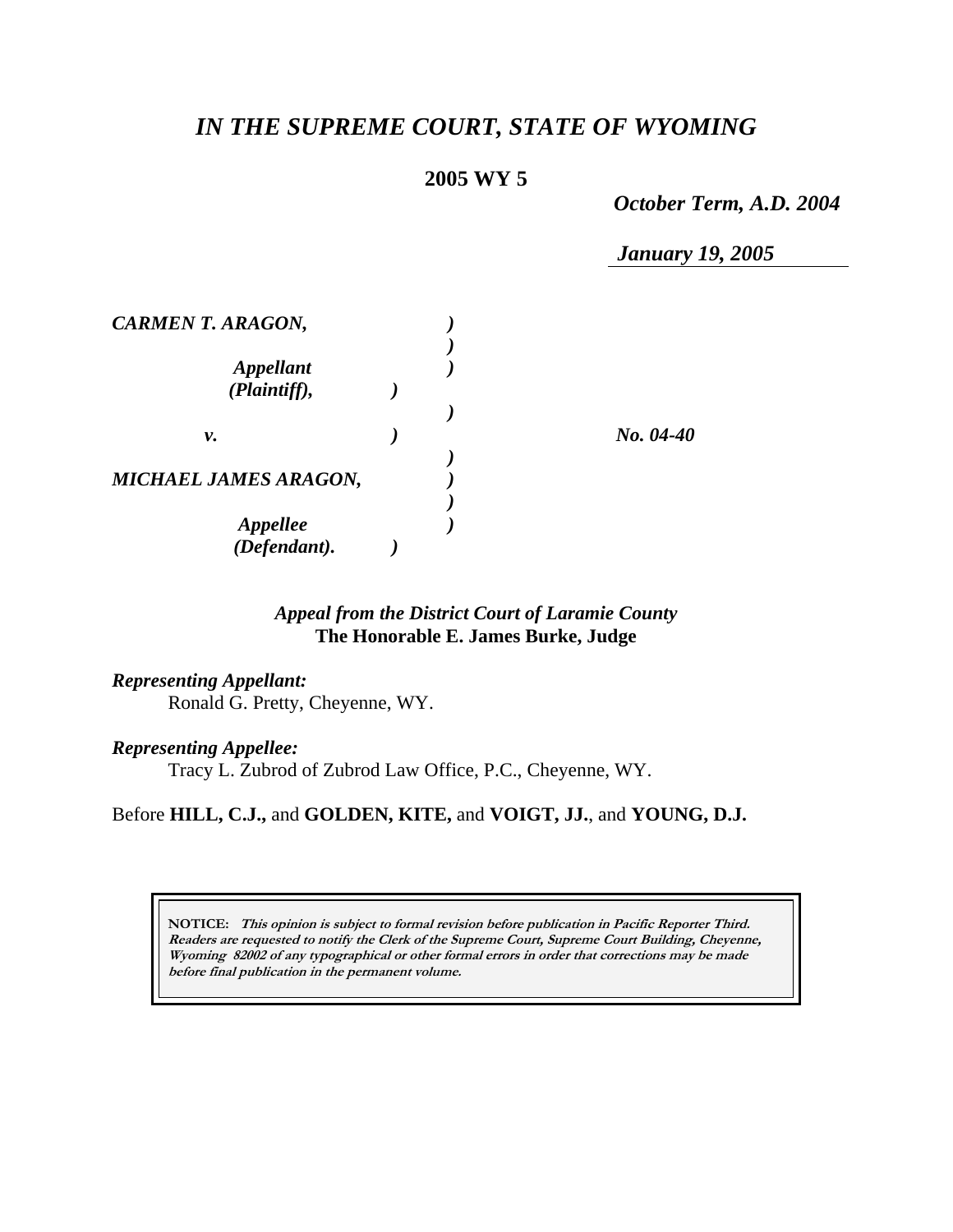# *IN THE SUPREME COURT, STATE OF WYOMING*

**2005 WY 5**

***October Term, A.D. 2004***

***January 19, 2005***

| | |
|---|---|
| ***CARMEN T. ARAGON,*** | |
| ***Appellant (Plaintiff),*** | |
| ***v.*** | ***No. 04-40*** |
| ***MICHAEL JAMES ARAGON,*** | |
| ***Appellee (Defendant).*** | |

***Appeal from the District Court of Laramie County***
**The Honorable E. James Burke, Judge**

***Representing Appellant:***
Ronald G. Pretty, Cheyenne, WY.

***Representing Appellee:***
Tracy L. Zubrod of Zubrod Law Office, P.C., Cheyenne, WY.

Before **HILL, C.J.,** and **GOLDEN, KITE,** and **VOIGT, JJ.**, and **YOUNG, D.J.**

**NOTICE:** ***This opinion is subject to formal revision before publication in Pacific Reporter Third. Readers are requested to notify the Clerk of the Supreme Court, Supreme Court Building, Cheyenne, Wyoming 82002 of any typographical or other formal errors in order that corrections may be made before final publication in the permanent volume.***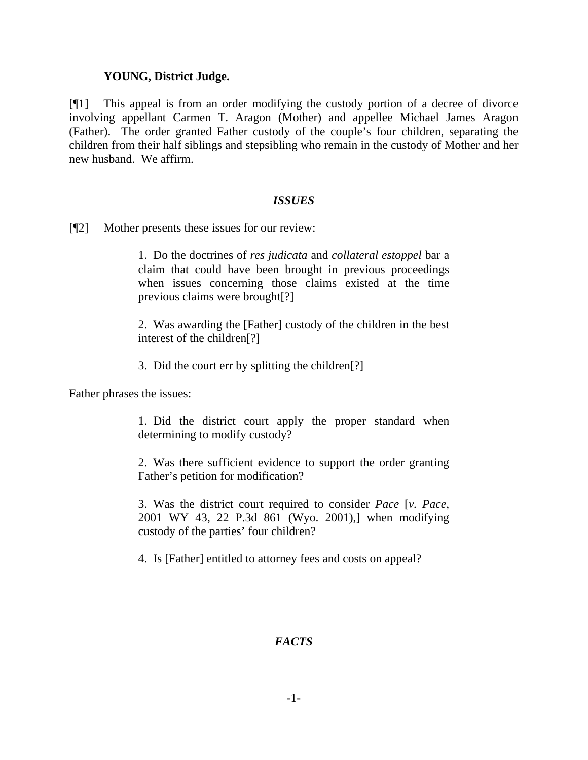**YOUNG, District Judge.**

[¶1] This appeal is from an order modifying the custody portion of a decree of divorce involving appellant Carmen T. Aragon (Mother) and appellee Michael James Aragon (Father). The order granted Father custody of the couple's four children, separating the children from their half siblings and stepsibling who remain in the custody of Mother and her new husband. We affirm.

### *ISSUES*

[¶2] Mother presents these issues for our review:

> 1. Do the doctrines of *res judicata* and *collateral estoppel* bar a claim that could have been brought in previous proceedings when issues concerning those claims existed at the time previous claims were brought[?]
>
> 2. Was awarding the [Father] custody of the children in the best interest of the children[?]
>
> 3. Did the court err by splitting the children[?]

Father phrases the issues:

> 1. Did the district court apply the proper standard when determining to modify custody?
>
> 2. Was there sufficient evidence to support the order granting Father's petition for modification?
>
> 3. Was the district court required to consider *Pace* [*v. Pace*, 2001 WY 43, 22 P.3d 861 (Wyo. 2001),] when modifying custody of the parties' four children?
>
> 4. Is [Father] entitled to attorney fees and costs on appeal?

### *FACTS*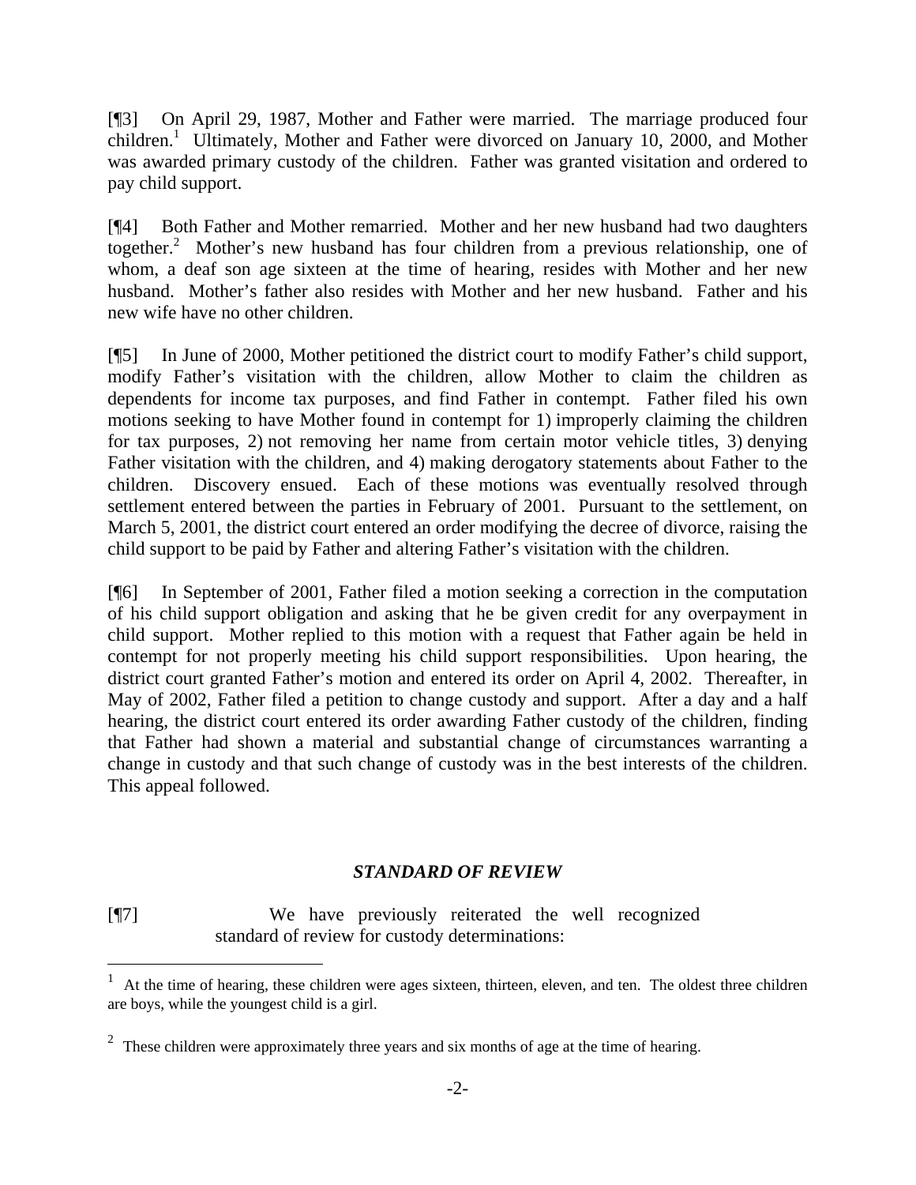[¶3] On April 29, 1987, Mother and Father were married. The marriage produced four children.[1] Ultimately, Mother and Father were divorced on January 10, 2000, and Mother was awarded primary custody of the children. Father was granted visitation and ordered to pay child support.

[¶4] Both Father and Mother remarried. Mother and her new husband had two daughters together.[2] Mother's new husband has four children from a previous relationship, one of whom, a deaf son age sixteen at the time of hearing, resides with Mother and her new husband. Mother's father also resides with Mother and her new husband. Father and his new wife have no other children.

[¶5] In June of 2000, Mother petitioned the district court to modify Father's child support, modify Father's visitation with the children, allow Mother to claim the children as dependents for income tax purposes, and find Father in contempt. Father filed his own motions seeking to have Mother found in contempt for 1) improperly claiming the children for tax purposes, 2) not removing her name from certain motor vehicle titles, 3) denying Father visitation with the children, and 4) making derogatory statements about Father to the children. Discovery ensued. Each of these motions was eventually resolved through settlement entered between the parties in February of 2001. Pursuant to the settlement, on March 5, 2001, the district court entered an order modifying the decree of divorce, raising the child support to be paid by Father and altering Father's visitation with the children.

[¶6] In September of 2001, Father filed a motion seeking a correction in the computation of his child support obligation and asking that he be given credit for any overpayment in child support. Mother replied to this motion with a request that Father again be held in contempt for not properly meeting his child support responsibilities. Upon hearing, the district court granted Father's motion and entered its order on April 4, 2002. Thereafter, in May of 2002, Father filed a petition to change custody and support. After a day and a half hearing, the district court entered its order awarding Father custody of the children, finding that Father had shown a material and substantial change of circumstances warranting a change in custody and that such change of custody was in the best interests of the children. This appeal followed.

### *STANDARD OF REVIEW*

[¶7] We have previously reiterated the well recognized standard of review for custody determinations:

---

[1] At the time of hearing, these children were ages sixteen, thirteen, eleven, and ten. The oldest three children are boys, while the youngest child is a girl.

[2] These children were approximately three years and six months of age at the time of hearing.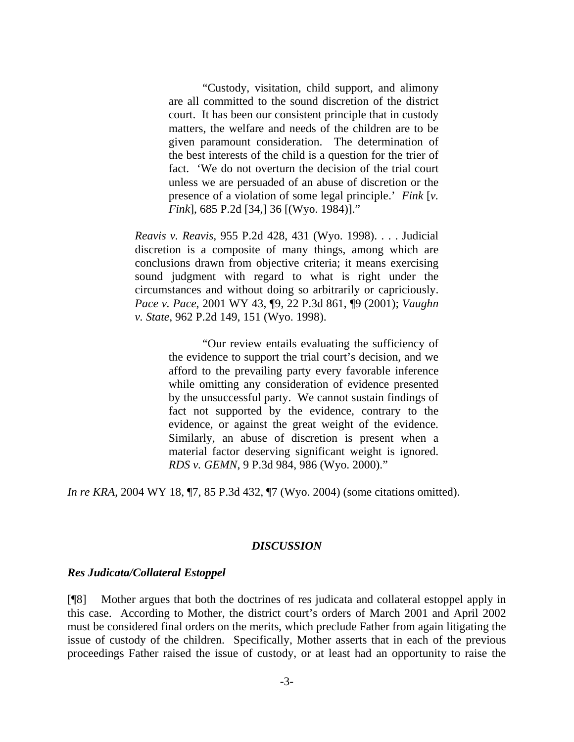> "Custody, visitation, child support, and alimony are all committed to the sound discretion of the district court. It has been our consistent principle that in custody matters, the welfare and needs of the children are to be given paramount consideration. The determination of the best interests of the child is a question for the trier of fact. 'We do not overturn the decision of the trial court unless we are persuaded of an abuse of discretion or the presence of a violation of some legal principle.' *Fink* [*v. Fink*], 685 P.2d [34,] 36 [(Wyo. 1984)]."

> *Reavis v. Reavis*, 955 P.2d 428, 431 (Wyo. 1998). . . . Judicial discretion is a composite of many things, among which are conclusions drawn from objective criteria; it means exercising sound judgment with regard to what is right under the circumstances and without doing so arbitrarily or capriciously. *Pace v. Pace*, 2001 WY 43, ¶9, 22 P.3d 861, ¶9 (2001); *Vaughn v. State*, 962 P.2d 149, 151 (Wyo. 1998).
>
> > "Our review entails evaluating the sufficiency of the evidence to support the trial court's decision, and we afford to the prevailing party every favorable inference while omitting any consideration of evidence presented by the unsuccessful party. We cannot sustain findings of fact not supported by the evidence, contrary to the evidence, or against the great weight of the evidence. Similarly, an abuse of discretion is present when a material factor deserving significant weight is ignored. *RDS v. GEMN*, 9 P.3d 984, 986 (Wyo. 2000)."

*In re KRA*, 2004 WY 18, ¶7, 85 P.3d 432, ¶7 (Wyo. 2004) (some citations omitted).

## *DISCUSSION*

### *Res Judicata/Collateral Estoppel*

[¶8] Mother argues that both the doctrines of res judicata and collateral estoppel apply in this case. According to Mother, the district court's orders of March 2001 and April 2002 must be considered final orders on the merits, which preclude Father from again litigating the issue of custody of the children. Specifically, Mother asserts that in each of the previous proceedings Father raised the issue of custody, or at least had an opportunity to raise the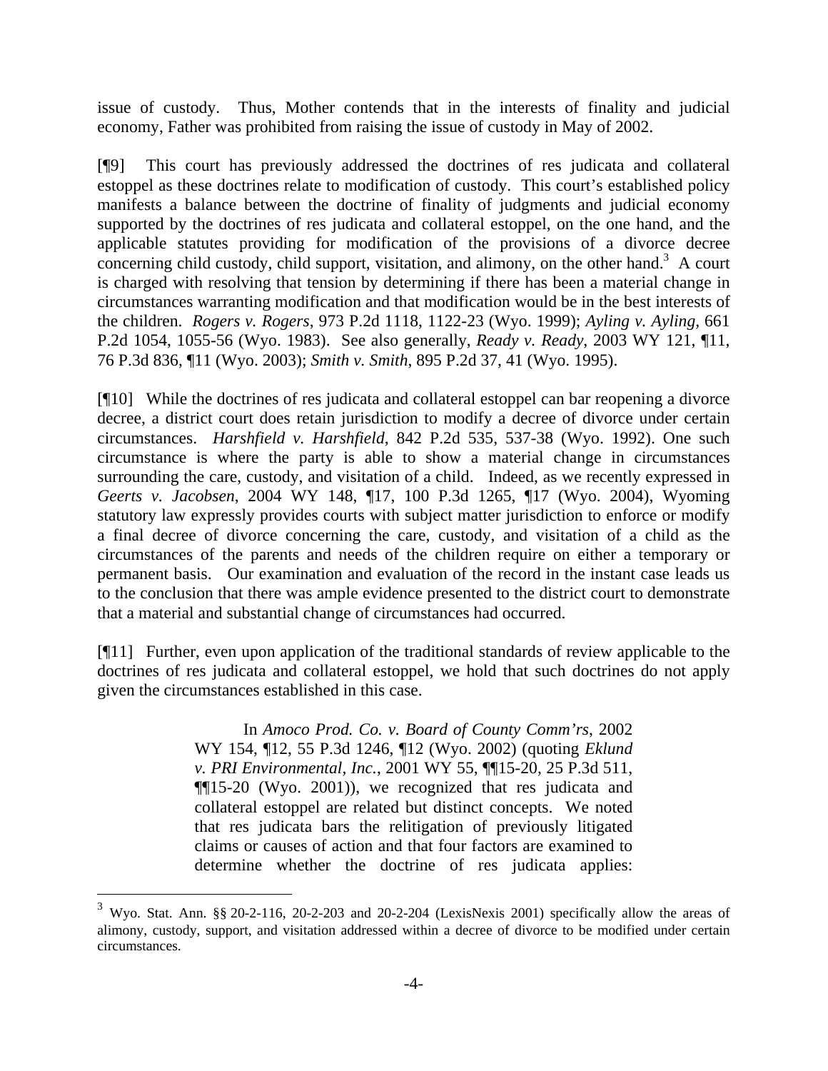issue of custody. Thus, Mother contends that in the interests of finality and judicial economy, Father was prohibited from raising the issue of custody in May of 2002.

[¶9] This court has previously addressed the doctrines of res judicata and collateral estoppel as these doctrines relate to modification of custody. This court's established policy manifests a balance between the doctrine of finality of judgments and judicial economy supported by the doctrines of res judicata and collateral estoppel, on the one hand, and the applicable statutes providing for modification of the provisions of a divorce decree concerning child custody, child support, visitation, and alimony, on the other hand.[3] A court is charged with resolving that tension by determining if there has been a material change in circumstances warranting modification and that modification would be in the best interests of the children. *Rogers v. Rogers*, 973 P.2d 1118, 1122-23 (Wyo. 1999); *Ayling v. Ayling*, 661 P.2d 1054, 1055-56 (Wyo. 1983). See also generally, *Ready v. Ready*, 2003 WY 121, ¶11, 76 P.3d 836, ¶11 (Wyo. 2003); *Smith v. Smith*, 895 P.2d 37, 41 (Wyo. 1995).

[¶10] While the doctrines of res judicata and collateral estoppel can bar reopening a divorce decree, a district court does retain jurisdiction to modify a decree of divorce under certain circumstances. *Harshfield v. Harshfield*, 842 P.2d 535, 537-38 (Wyo. 1992). One such circumstance is where the party is able to show a material change in circumstances surrounding the care, custody, and visitation of a child. Indeed, as we recently expressed in *Geerts v. Jacobsen*, 2004 WY 148, ¶17, 100 P.3d 1265, ¶17 (Wyo. 2004), Wyoming statutory law expressly provides courts with subject matter jurisdiction to enforce or modify a final decree of divorce concerning the care, custody, and visitation of a child as the circumstances of the parents and needs of the children require on either a temporary or permanent basis. Our examination and evaluation of the record in the instant case leads us to the conclusion that there was ample evidence presented to the district court to demonstrate that a material and substantial change of circumstances had occurred.

[¶11] Further, even upon application of the traditional standards of review applicable to the doctrines of res judicata and collateral estoppel, we hold that such doctrines do not apply given the circumstances established in this case.

> In *Amoco Prod. Co. v. Board of County Comm'rs*, 2002 WY 154, ¶12, 55 P.3d 1246, ¶12 (Wyo. 2002) (quoting *Eklund v. PRI Environmental, Inc.*, 2001 WY 55, ¶¶15-20, 25 P.3d 511, ¶¶15-20 (Wyo. 2001)), we recognized that res judicata and collateral estoppel are related but distinct concepts. We noted that res judicata bars the relitigation of previously litigated claims or causes of action and that four factors are examined to determine whether the doctrine of res judicata applies:

---

[3] Wyo. Stat. Ann. §§ 20-2-116, 20-2-203 and 20-2-204 (LexisNexis 2001) specifically allow the areas of alimony, custody, support, and visitation addressed within a decree of divorce to be modified under certain circumstances.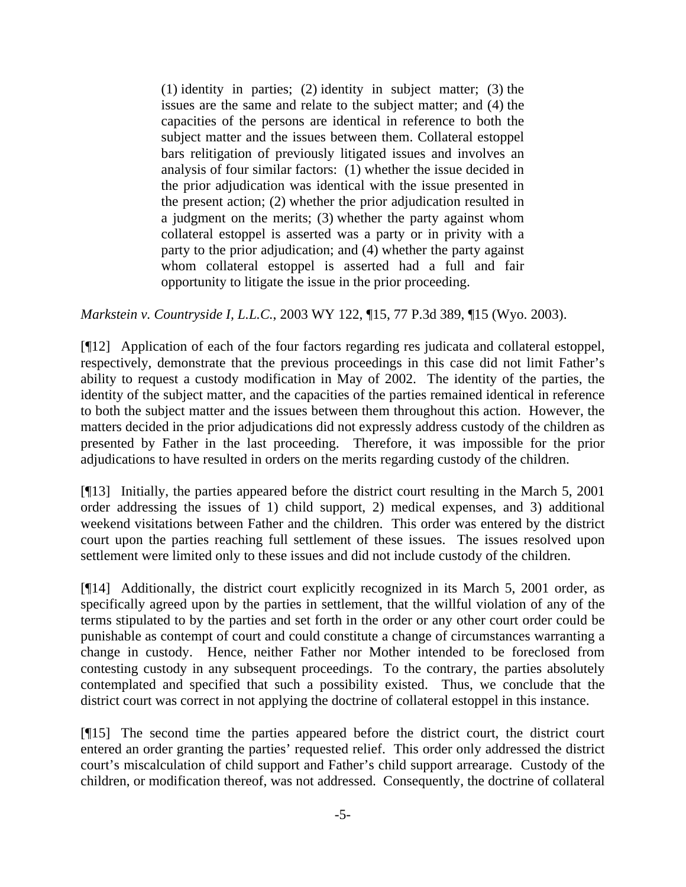> (1) identity in parties; (2) identity in subject matter; (3) the issues are the same and relate to the subject matter; and (4) the capacities of the persons are identical in reference to both the subject matter and the issues between them. Collateral estoppel bars relitigation of previously litigated issues and involves an analysis of four similar factors: (1) whether the issue decided in the prior adjudication was identical with the issue presented in the present action; (2) whether the prior adjudication resulted in a judgment on the merits; (3) whether the party against whom collateral estoppel is asserted was a party or in privity with a party to the prior adjudication; and (4) whether the party against whom collateral estoppel is asserted had a full and fair opportunity to litigate the issue in the prior proceeding.

*Markstein v. Countryside I, L.L.C.*, 2003 WY 122, ¶15, 77 P.3d 389, ¶15 (Wyo. 2003).

[¶12] Application of each of the four factors regarding res judicata and collateral estoppel, respectively, demonstrate that the previous proceedings in this case did not limit Father's ability to request a custody modification in May of 2002. The identity of the parties, the identity of the subject matter, and the capacities of the parties remained identical in reference to both the subject matter and the issues between them throughout this action. However, the matters decided in the prior adjudications did not expressly address custody of the children as presented by Father in the last proceeding. Therefore, it was impossible for the prior adjudications to have resulted in orders on the merits regarding custody of the children.

[¶13] Initially, the parties appeared before the district court resulting in the March 5, 2001 order addressing the issues of 1) child support, 2) medical expenses, and 3) additional weekend visitations between Father and the children. This order was entered by the district court upon the parties reaching full settlement of these issues. The issues resolved upon settlement were limited only to these issues and did not include custody of the children.

[¶14] Additionally, the district court explicitly recognized in its March 5, 2001 order, as specifically agreed upon by the parties in settlement, that the willful violation of any of the terms stipulated to by the parties and set forth in the order or any other court order could be punishable as contempt of court and could constitute a change of circumstances warranting a change in custody. Hence, neither Father nor Mother intended to be foreclosed from contesting custody in any subsequent proceedings. To the contrary, the parties absolutely contemplated and specified that such a possibility existed. Thus, we conclude that the district court was correct in not applying the doctrine of collateral estoppel in this instance.

[¶15] The second time the parties appeared before the district court, the district court entered an order granting the parties' requested relief. This order only addressed the district court's miscalculation of child support and Father's child support arrearage. Custody of the children, or modification thereof, was not addressed. Consequently, the doctrine of collateral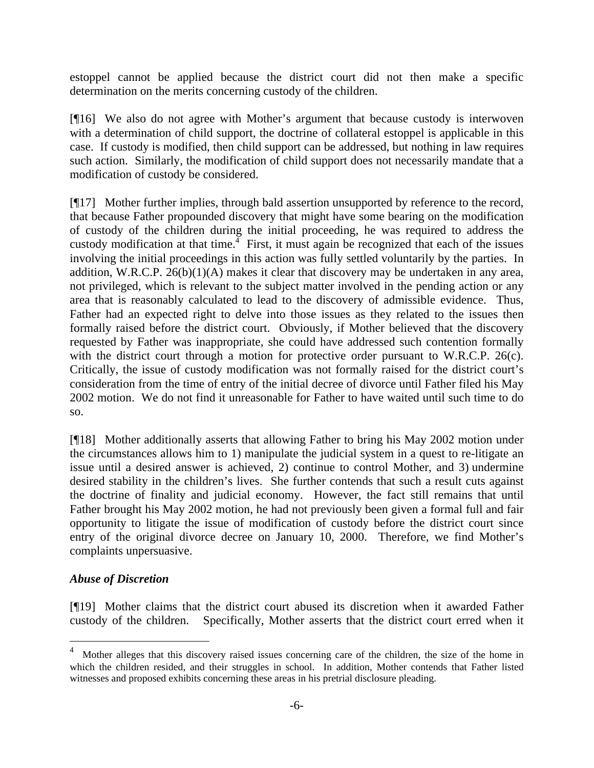estoppel cannot be applied because the district court did not then make a specific determination on the merits concerning custody of the children.

[¶16] We also do not agree with Mother's argument that because custody is interwoven with a determination of child support, the doctrine of collateral estoppel is applicable in this case. If custody is modified, then child support can be addressed, but nothing in law requires such action. Similarly, the modification of child support does not necessarily mandate that a modification of custody be considered.

[¶17] Mother further implies, through bald assertion unsupported by reference to the record, that because Father propounded discovery that might have some bearing on the modification of custody of the children during the initial proceeding, he was required to address the custody modification at that time.[4] First, it must again be recognized that each of the issues involving the initial proceedings in this action was fully settled voluntarily by the parties. In addition, W.R.C.P. 26(b)(1)(A) makes it clear that discovery may be undertaken in any area, not privileged, which is relevant to the subject matter involved in the pending action or any area that is reasonably calculated to lead to the discovery of admissible evidence. Thus, Father had an expected right to delve into those issues as they related to the issues then formally raised before the district court. Obviously, if Mother believed that the discovery requested by Father was inappropriate, she could have addressed such contention formally with the district court through a motion for protective order pursuant to W.R.C.P. 26(c). Critically, the issue of custody modification was not formally raised for the district court's consideration from the time of entry of the initial decree of divorce until Father filed his May 2002 motion. We do not find it unreasonable for Father to have waited until such time to do so.

[¶18] Mother additionally asserts that allowing Father to bring his May 2002 motion under the circumstances allows him to 1) manipulate the judicial system in a quest to re-litigate an issue until a desired answer is achieved, 2) continue to control Mother, and 3) undermine desired stability in the children's lives. She further contends that such a result cuts against the doctrine of finality and judicial economy. However, the fact still remains that until Father brought his May 2002 motion, he had not previously been given a formal full and fair opportunity to litigate the issue of modification of custody before the district court since entry of the original divorce decree on January 10, 2000. Therefore, we find Mother's complaints unpersuasive.

### *Abuse of Discretion*

[¶19] Mother claims that the district court abused its discretion when it awarded Father custody of the children. Specifically, Mother asserts that the district court erred when it

---

[4] Mother alleges that this discovery raised issues concerning care of the children, the size of the home in which the children resided, and their struggles in school. In addition, Mother contends that Father listed witnesses and proposed exhibits concerning these areas in his pretrial disclosure pleading.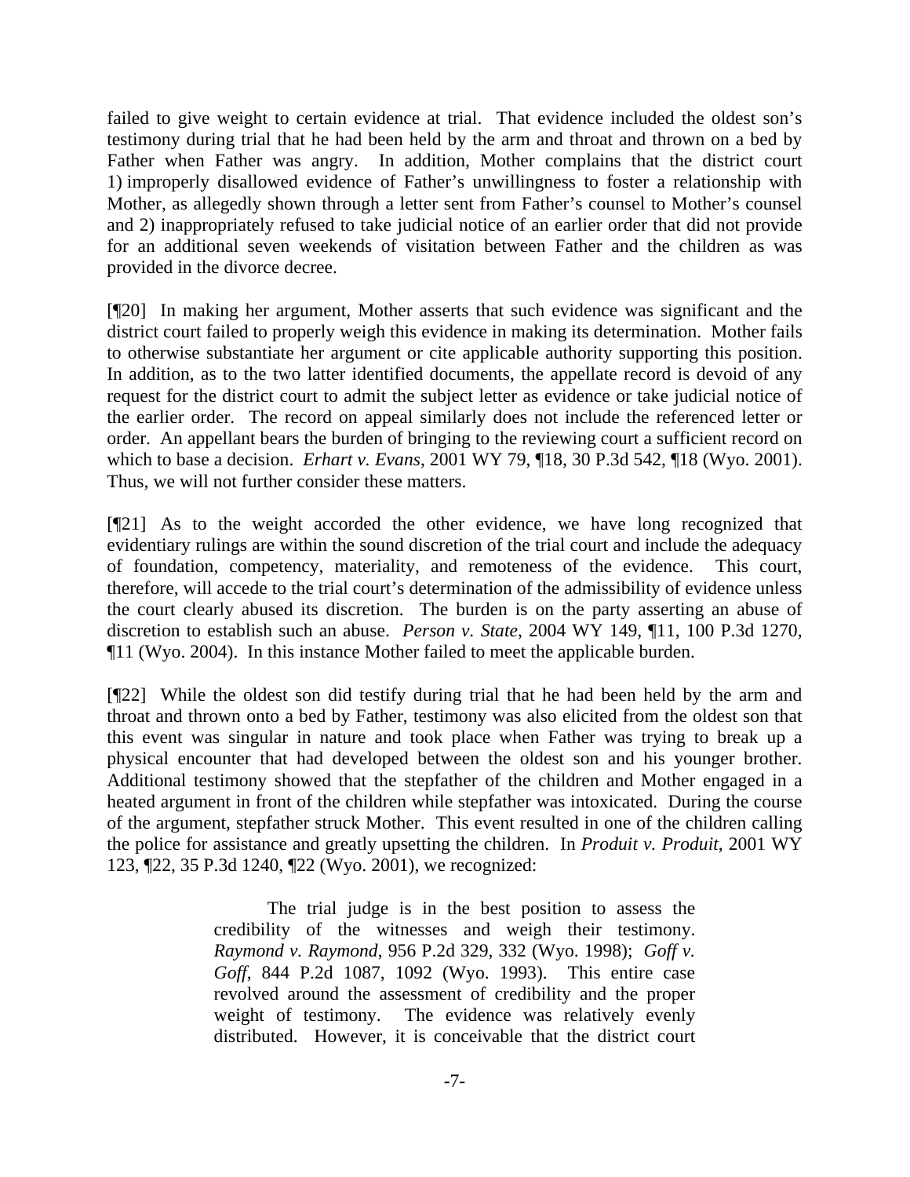failed to give weight to certain evidence at trial. That evidence included the oldest son's testimony during trial that he had been held by the arm and throat and thrown on a bed by Father when Father was angry. In addition, Mother complains that the district court 1) improperly disallowed evidence of Father's unwillingness to foster a relationship with Mother, as allegedly shown through a letter sent from Father's counsel to Mother's counsel and 2) inappropriately refused to take judicial notice of an earlier order that did not provide for an additional seven weekends of visitation between Father and the children as was provided in the divorce decree.

[¶20] In making her argument, Mother asserts that such evidence was significant and the district court failed to properly weigh this evidence in making its determination. Mother fails to otherwise substantiate her argument or cite applicable authority supporting this position. In addition, as to the two latter identified documents, the appellate record is devoid of any request for the district court to admit the subject letter as evidence or take judicial notice of the earlier order. The record on appeal similarly does not include the referenced letter or order. An appellant bears the burden of bringing to the reviewing court a sufficient record on which to base a decision. *Erhart v. Evans*, 2001 WY 79, ¶18, 30 P.3d 542, ¶18 (Wyo. 2001). Thus, we will not further consider these matters.

[¶21] As to the weight accorded the other evidence, we have long recognized that evidentiary rulings are within the sound discretion of the trial court and include the adequacy of foundation, competency, materiality, and remoteness of the evidence. This court, therefore, will accede to the trial court's determination of the admissibility of evidence unless the court clearly abused its discretion. The burden is on the party asserting an abuse of discretion to establish such an abuse. *Person v. State*, 2004 WY 149, ¶11, 100 P.3d 1270, ¶11 (Wyo. 2004). In this instance Mother failed to meet the applicable burden.

[¶22] While the oldest son did testify during trial that he had been held by the arm and throat and thrown onto a bed by Father, testimony was also elicited from the oldest son that this event was singular in nature and took place when Father was trying to break up a physical encounter that had developed between the oldest son and his younger brother. Additional testimony showed that the stepfather of the children and Mother engaged in a heated argument in front of the children while stepfather was intoxicated. During the course of the argument, stepfather struck Mother. This event resulted in one of the children calling the police for assistance and greatly upsetting the children. In *Produit v. Produit*, 2001 WY 123, ¶22, 35 P.3d 1240, ¶22 (Wyo. 2001), we recognized:

> The trial judge is in the best position to assess the credibility of the witnesses and weigh their testimony. *Raymond v. Raymond*, 956 P.2d 329, 332 (Wyo. 1998); *Goff v. Goff*, 844 P.2d 1087, 1092 (Wyo. 1993). This entire case revolved around the assessment of credibility and the proper weight of testimony. The evidence was relatively evenly distributed. However, it is conceivable that the district court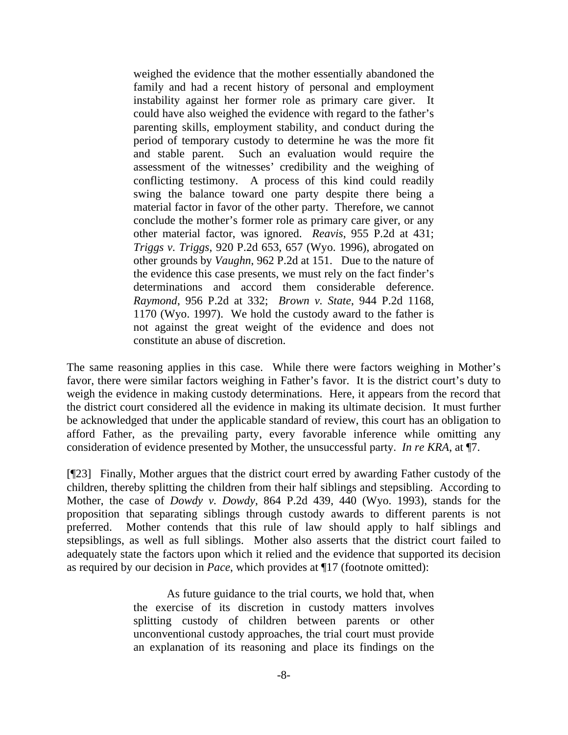> weighed the evidence that the mother essentially abandoned the family and had a recent history of personal and employment instability against her former role as primary care giver. It could have also weighed the evidence with regard to the father's parenting skills, employment stability, and conduct during the period of temporary custody to determine he was the more fit and stable parent. Such an evaluation would require the assessment of the witnesses' credibility and the weighing of conflicting testimony. A process of this kind could readily swing the balance toward one party despite there being a material factor in favor of the other party. Therefore, we cannot conclude the mother's former role as primary care giver, or any other material factor, was ignored. *Reavis*, 955 P.2d at 431; *Triggs v. Triggs*, 920 P.2d 653, 657 (Wyo. 1996), abrogated on other grounds by *Vaughn*, 962 P.2d at 151. Due to the nature of the evidence this case presents, we must rely on the fact finder's determinations and accord them considerable deference. *Raymond*, 956 P.2d at 332; *Brown v. State*, 944 P.2d 1168, 1170 (Wyo. 1997). We hold the custody award to the father is not against the great weight of the evidence and does not constitute an abuse of discretion.

The same reasoning applies in this case. While there were factors weighing in Mother's favor, there were similar factors weighing in Father's favor. It is the district court's duty to weigh the evidence in making custody determinations. Here, it appears from the record that the district court considered all the evidence in making its ultimate decision. It must further be acknowledged that under the applicable standard of review, this court has an obligation to afford Father, as the prevailing party, every favorable inference while omitting any consideration of evidence presented by Mother, the unsuccessful party. *In re KRA*, at ¶7.

[¶23] Finally, Mother argues that the district court erred by awarding Father custody of the children, thereby splitting the children from their half siblings and stepsibling. According to Mother, the case of *Dowdy v. Dowdy*, 864 P.2d 439, 440 (Wyo. 1993), stands for the proposition that separating siblings through custody awards to different parents is not preferred. Mother contends that this rule of law should apply to half siblings and stepsiblings, as well as full siblings. Mother also asserts that the district court failed to adequately state the factors upon which it relied and the evidence that supported its decision as required by our decision in *Pace*, which provides at ¶17 (footnote omitted):

> As future guidance to the trial courts, we hold that, when the exercise of its discretion in custody matters involves splitting custody of children between parents or other unconventional custody approaches, the trial court must provide an explanation of its reasoning and place its findings on the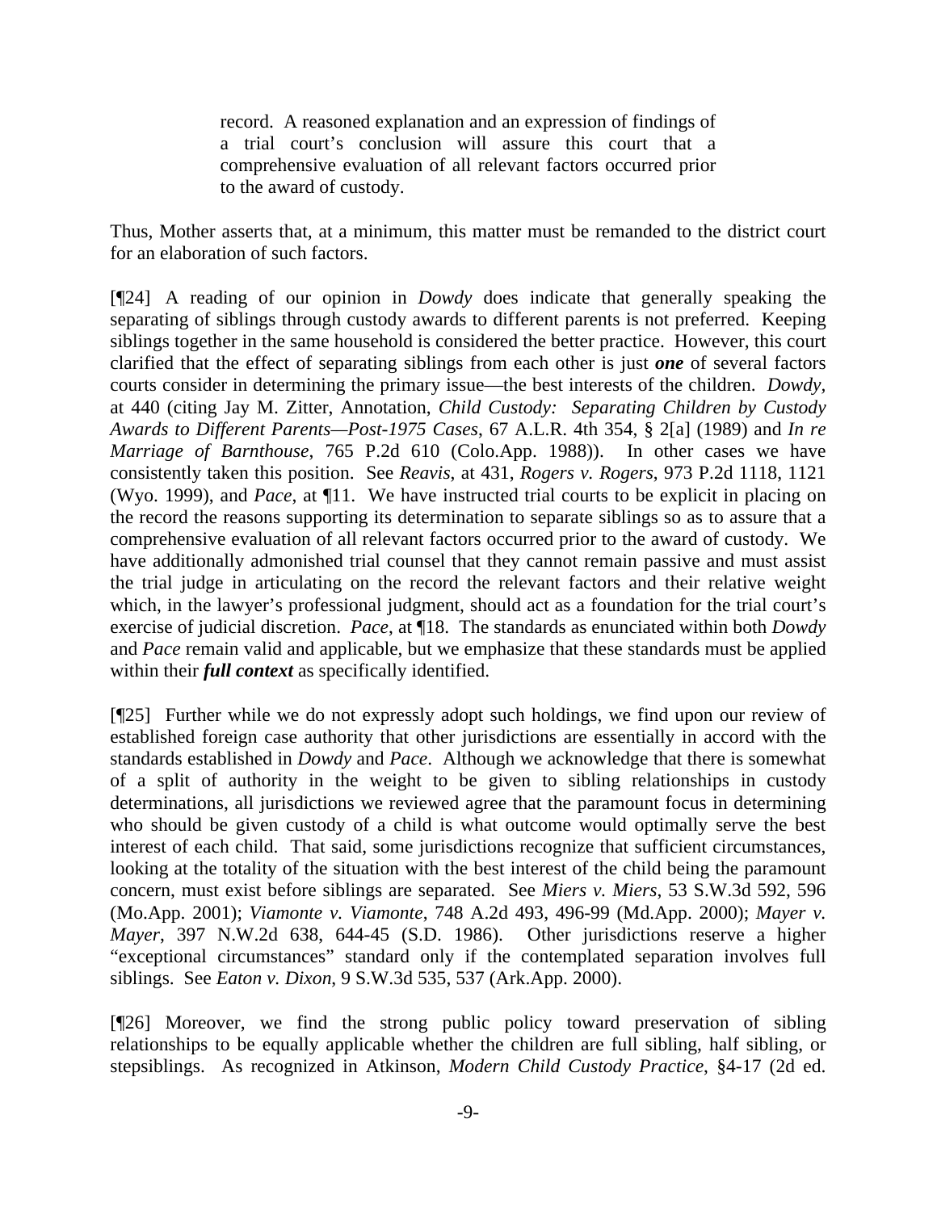> record. A reasoned explanation and an expression of findings of a trial court's conclusion will assure this court that a comprehensive evaluation of all relevant factors occurred prior to the award of custody.

Thus, Mother asserts that, at a minimum, this matter must be remanded to the district court for an elaboration of such factors.

[¶24] A reading of our opinion in *Dowdy* does indicate that generally speaking the separating of siblings through custody awards to different parents is not preferred. Keeping siblings together in the same household is considered the better practice. However, this court clarified that the effect of separating siblings from each other is just ***one*** of several factors courts consider in determining the primary issue—the best interests of the children. *Dowdy*, at 440 (citing Jay M. Zitter, Annotation, *Child Custody: Separating Children by Custody Awards to Different Parents—Post-1975 Cases*, 67 A.L.R. 4th 354, § 2[a] (1989) and *In re Marriage of Barnthouse*, 765 P.2d 610 (Colo.App. 1988)). In other cases we have consistently taken this position. See *Reavis*, at 431, *Rogers v. Rogers*, 973 P.2d 1118, 1121 (Wyo. 1999), and *Pace*, at ¶11. We have instructed trial courts to be explicit in placing on the record the reasons supporting its determination to separate siblings so as to assure that a comprehensive evaluation of all relevant factors occurred prior to the award of custody. We have additionally admonished trial counsel that they cannot remain passive and must assist the trial judge in articulating on the record the relevant factors and their relative weight which, in the lawyer's professional judgment, should act as a foundation for the trial court's exercise of judicial discretion. *Pace*, at ¶18. The standards as enunciated within both *Dowdy* and *Pace* remain valid and applicable, but we emphasize that these standards must be applied within their ***full context*** as specifically identified.

[¶25] Further while we do not expressly adopt such holdings, we find upon our review of established foreign case authority that other jurisdictions are essentially in accord with the standards established in *Dowdy* and *Pace*. Although we acknowledge that there is somewhat of a split of authority in the weight to be given to sibling relationships in custody determinations, all jurisdictions we reviewed agree that the paramount focus in determining who should be given custody of a child is what outcome would optimally serve the best interest of each child. That said, some jurisdictions recognize that sufficient circumstances, looking at the totality of the situation with the best interest of the child being the paramount concern, must exist before siblings are separated. See *Miers v. Miers*, 53 S.W.3d 592, 596 (Mo.App. 2001); *Viamonte v. Viamonte*, 748 A.2d 493, 496-99 (Md.App. 2000); *Mayer v. Mayer*, 397 N.W.2d 638, 644-45 (S.D. 1986). Other jurisdictions reserve a higher "exceptional circumstances" standard only if the contemplated separation involves full siblings. See *Eaton v. Dixon*, 9 S.W.3d 535, 537 (Ark.App. 2000).

[¶26] Moreover, we find the strong public policy toward preservation of sibling relationships to be equally applicable whether the children are full sibling, half sibling, or stepsiblings. As recognized in Atkinson, *Modern Child Custody Practice*, §4-17 (2d ed.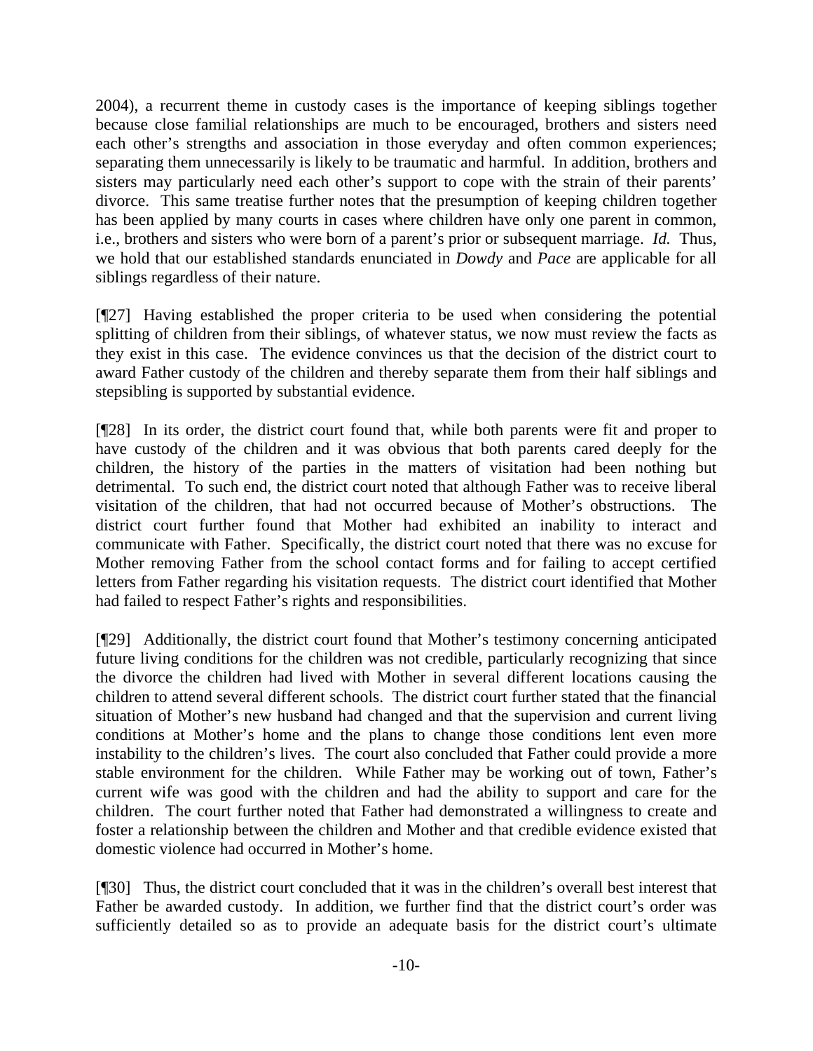2004), a recurrent theme in custody cases is the importance of keeping siblings together because close familial relationships are much to be encouraged, brothers and sisters need each other's strengths and association in those everyday and often common experiences; separating them unnecessarily is likely to be traumatic and harmful. In addition, brothers and sisters may particularly need each other's support to cope with the strain of their parents' divorce. This same treatise further notes that the presumption of keeping children together has been applied by many courts in cases where children have only one parent in common, i.e., brothers and sisters who were born of a parent's prior or subsequent marriage. *Id.* Thus, we hold that our established standards enunciated in *Dowdy* and *Pace* are applicable for all siblings regardless of their nature.

[¶27] Having established the proper criteria to be used when considering the potential splitting of children from their siblings, of whatever status, we now must review the facts as they exist in this case. The evidence convinces us that the decision of the district court to award Father custody of the children and thereby separate them from their half siblings and stepsibling is supported by substantial evidence.

[¶28] In its order, the district court found that, while both parents were fit and proper to have custody of the children and it was obvious that both parents cared deeply for the children, the history of the parties in the matters of visitation had been nothing but detrimental. To such end, the district court noted that although Father was to receive liberal visitation of the children, that had not occurred because of Mother's obstructions. The district court further found that Mother had exhibited an inability to interact and communicate with Father. Specifically, the district court noted that there was no excuse for Mother removing Father from the school contact forms and for failing to accept certified letters from Father regarding his visitation requests. The district court identified that Mother had failed to respect Father's rights and responsibilities.

[¶29] Additionally, the district court found that Mother's testimony concerning anticipated future living conditions for the children was not credible, particularly recognizing that since the divorce the children had lived with Mother in several different locations causing the children to attend several different schools. The district court further stated that the financial situation of Mother's new husband had changed and that the supervision and current living conditions at Mother's home and the plans to change those conditions lent even more instability to the children's lives. The court also concluded that Father could provide a more stable environment for the children. While Father may be working out of town, Father's current wife was good with the children and had the ability to support and care for the children. The court further noted that Father had demonstrated a willingness to create and foster a relationship between the children and Mother and that credible evidence existed that domestic violence had occurred in Mother's home.

[¶30] Thus, the district court concluded that it was in the children's overall best interest that Father be awarded custody. In addition, we further find that the district court's order was sufficiently detailed so as to provide an adequate basis for the district court's ultimate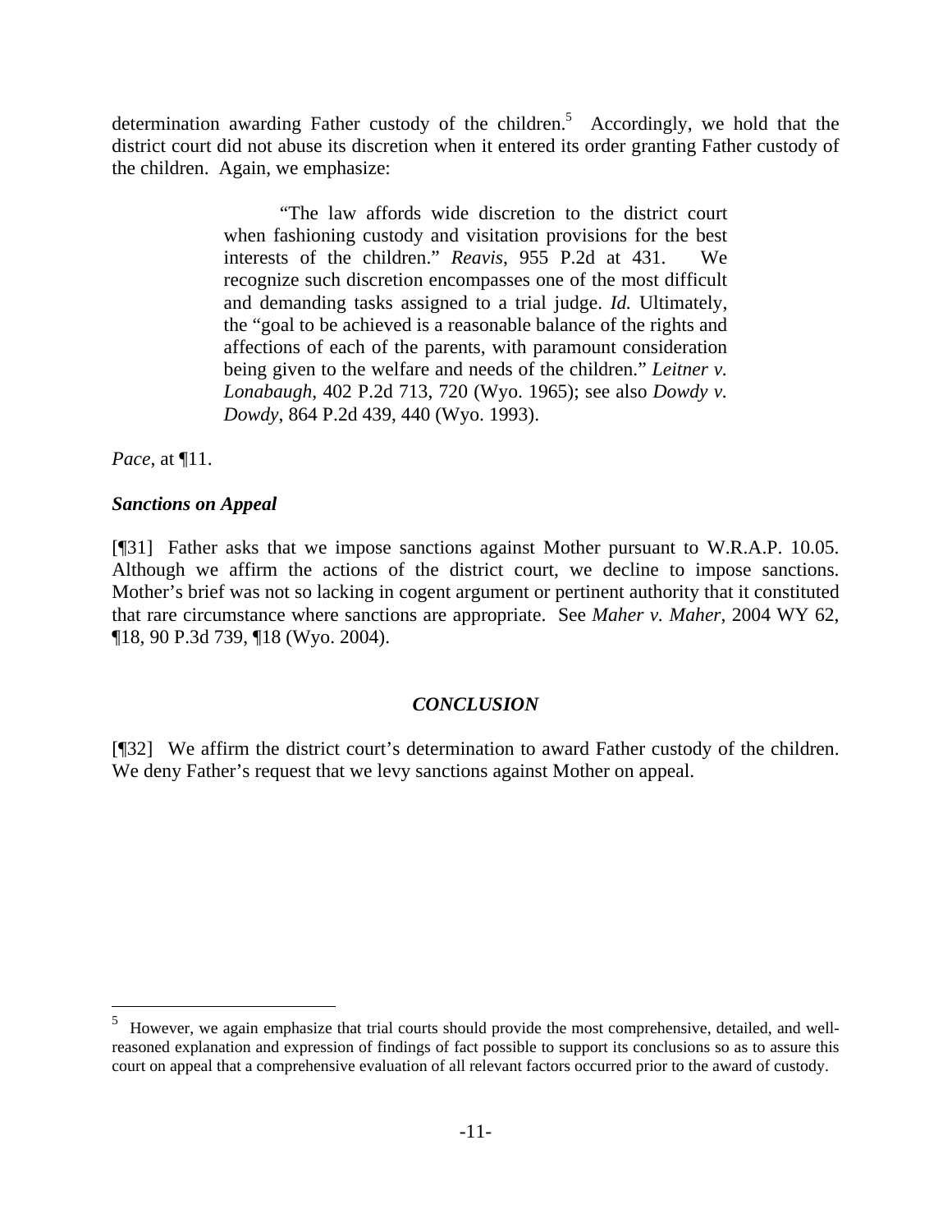determination awarding Father custody of the children.[5] Accordingly, we hold that the district court did not abuse its discretion when it entered its order granting Father custody of the children. Again, we emphasize:

> "The law affords wide discretion to the district court when fashioning custody and visitation provisions for the best interests of the children." *Reavis*, 955 P.2d at 431. We recognize such discretion encompasses one of the most difficult and demanding tasks assigned to a trial judge. *Id.* Ultimately, the "goal to be achieved is a reasonable balance of the rights and affections of each of the parents, with paramount consideration being given to the welfare and needs of the children." *Leitner v. Lonabaugh*, 402 P.2d 713, 720 (Wyo. 1965); see also *Dowdy v. Dowdy*, 864 P.2d 439, 440 (Wyo. 1993).

*Pace*, at ¶11.

***Sanctions on Appeal***

[¶31] Father asks that we impose sanctions against Mother pursuant to W.R.A.P. 10.05. Although we affirm the actions of the district court, we decline to impose sanctions. Mother's brief was not so lacking in cogent argument or pertinent authority that it constituted that rare circumstance where sanctions are appropriate. See *Maher v. Maher*, 2004 WY 62, ¶18, 90 P.3d 739, ¶18 (Wyo. 2004).

## *CONCLUSION*

[¶32] We affirm the district court's determination to award Father custody of the children. We deny Father's request that we levy sanctions against Mother on appeal.

[5] However, we again emphasize that trial courts should provide the most comprehensive, detailed, and well-reasoned explanation and expression of findings of fact possible to support its conclusions so as to assure this court on appeal that a comprehensive evaluation of all relevant factors occurred prior to the award of custody.